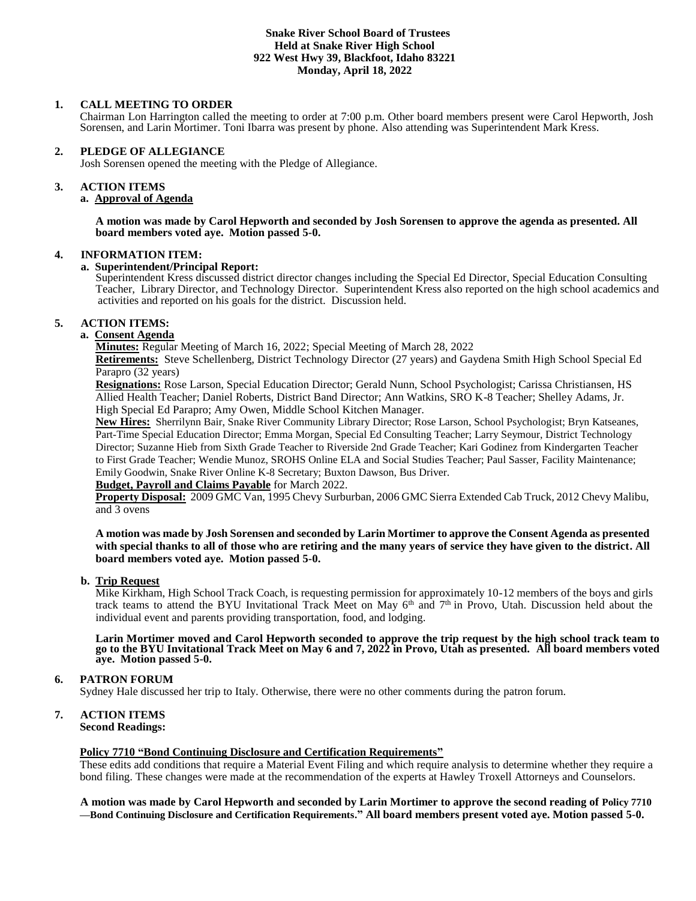**Snake River School Board of Trustees**
**Held at Snake River High School**
**922 West Hwy 39, Blackfoot, Idaho 83221**
**Monday, April 18, 2022**

**1. CALL MEETING TO ORDER**

Chairman Lon Harrington called the meeting to order at 7:00 p.m. Other board members present were Carol Hepworth, Josh Sorensen, and Larin Mortimer. Toni Ibarra was present by phone. Also attending was Superintendent Mark Kress.

**2. PLEDGE OF ALLEGIANCE**

Josh Sorensen opened the meeting with the Pledge of Allegiance.

**3. ACTION ITEMS**

**a. Approval of Agenda**

**A motion was made by Carol Hepworth and seconded by Josh Sorensen to approve the agenda as presented. All board members voted aye. Motion passed 5-0.**

**4. INFORMATION ITEM:**

**a. Superintendent/Principal Report:**

Superintendent Kress discussed district director changes including the Special Ed Director, Special Education Consulting Teacher, Library Director, and Technology Director. Superintendent Kress also reported on the high school academics and activities and reported on his goals for the district. Discussion held.

**5. ACTION ITEMS:**

**a. Consent Agenda**

**Minutes:** Regular Meeting of March 16, 2022; Special Meeting of March 28, 2022

**Retirements:** Steve Schellenberg, District Technology Director (27 years) and Gaydena Smith High School Special Ed Parapro (32 years)

**Resignations:** Rose Larson, Special Education Director; Gerald Nunn, School Psychologist; Carissa Christiansen, HS Allied Health Teacher; Daniel Roberts, District Band Director; Ann Watkins, SRO K-8 Teacher; Shelley Adams, Jr. High Special Ed Parapro; Amy Owen, Middle School Kitchen Manager.

**New Hires:** Sherrilynn Bair, Snake River Community Library Director; Rose Larson, School Psychologist; Bryn Katseanes, Part-Time Special Education Director; Emma Morgan, Special Ed Consulting Teacher; Larry Seymour, District Technology Director; Suzanne Hieb from Sixth Grade Teacher to Riverside 2nd Grade Teacher; Kari Godinez from Kindergarten Teacher to First Grade Teacher; Wendie Munoz, SROHS Online ELA and Social Studies Teacher; Paul Sasser, Facility Maintenance; Emily Goodwin, Snake River Online K-8 Secretary; Buxton Dawson, Bus Driver.

**Budget, Payroll and Claims Payable** for March 2022.

**Property Disposal:** 2009 GMC Van, 1995 Chevy Surburban, 2006 GMC Sierra Extended Cab Truck, 2012 Chevy Malibu, and 3 ovens

**A motion was made by Josh Sorensen and seconded by Larin Mortimer to approve the Consent Agenda as presented with special thanks to all of those who are retiring and the many years of service they have given to the district. All board members voted aye. Motion passed 5-0.**

**b. Trip Request**

Mike Kirkham, High School Track Coach, is requesting permission for approximately 10-12 members of the boys and girls track teams to attend the BYU Invitational Track Meet on May 6th and 7th in Provo, Utah. Discussion held about the individual event and parents providing transportation, food, and lodging.

**Larin Mortimer moved and Carol Hepworth seconded to approve the trip request by the high school track team to go to the BYU Invitational Track Meet on May 6 and 7, 2022 in Provo, Utah as presented. All board members voted aye. Motion passed 5-0.**

**6. PATRON FORUM**

Sydney Hale discussed her trip to Italy. Otherwise, there were no other comments during the patron forum.

**7. ACTION ITEMS**

**Second Readings:**

**Policy 7710 "Bond Continuing Disclosure and Certification Requirements"**

These edits add conditions that require a Material Event Filing and which require analysis to determine whether they require a bond filing. These changes were made at the recommendation of the experts at Hawley Troxell Attorneys and Counselors.

**A motion was made by Carol Hepworth and seconded by Larin Mortimer to approve the second reading of Policy 7710 —Bond Continuing Disclosure and Certification Requirements." All board members present voted aye. Motion passed 5-0.**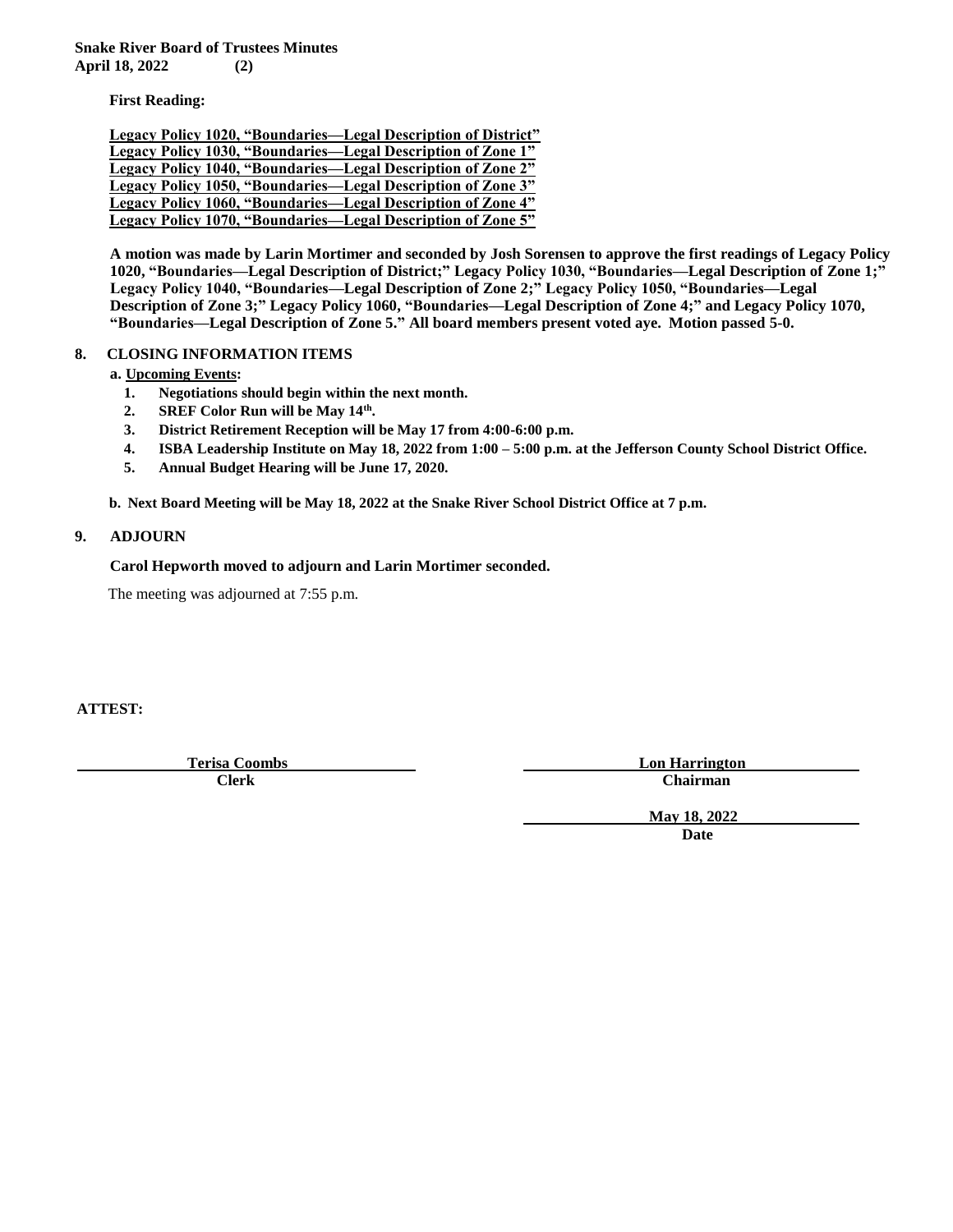**First Reading:**

**Legacy Policy 1020, "Boundaries—Legal Description of District"**
**Legacy Policy 1030, "Boundaries—Legal Description of Zone 1"**
**Legacy Policy 1040, "Boundaries—Legal Description of Zone 2"**
**Legacy Policy 1050, "Boundaries—Legal Description of Zone 3"**
**Legacy Policy 1060, "Boundaries—Legal Description of Zone 4"**
**Legacy Policy 1070, "Boundaries—Legal Description of Zone 5"**

**A motion was made by Larin Mortimer and seconded by Josh Sorensen to approve the first readings of Legacy Policy 1020, "Boundaries—Legal Description of District;" Legacy Policy 1030, "Boundaries—Legal Description of Zone 1;" Legacy Policy 1040, "Boundaries—Legal Description of Zone 2;" Legacy Policy 1050, "Boundaries—Legal Description of Zone 3;" Legacy Policy 1060, "Boundaries—Legal Description of Zone 4;" and Legacy Policy 1070, "Boundaries—Legal Description of Zone 5." All board members present voted aye. Motion passed 5-0.**

## 8. CLOSING INFORMATION ITEMS

**a. Upcoming Events:**

1. **Negotiations should begin within the next month.**
2. **SREF Color Run will be May 14th.**
3. **District Retirement Reception will be May 17 from 4:00-6:00 p.m.**
4. **ISBA Leadership Institute on May 18, 2022 from 1:00 – 5:00 p.m. at the Jefferson County School District Office.**
5. **Annual Budget Hearing will be June 17, 2020.**

**b. Next Board Meeting will be May 18, 2022 at the Snake River School District Office at 7 p.m.**

## 9. ADJOURN

**Carol Hepworth moved to adjourn and Larin Mortimer seconded.**

The meeting was adjourned at 7:55 p.m.

**ATTEST:**

**Terisa Coombs**
**Clerk**

**Lon Harrington**
**Chairman**

**May 18, 2022**
**Date**